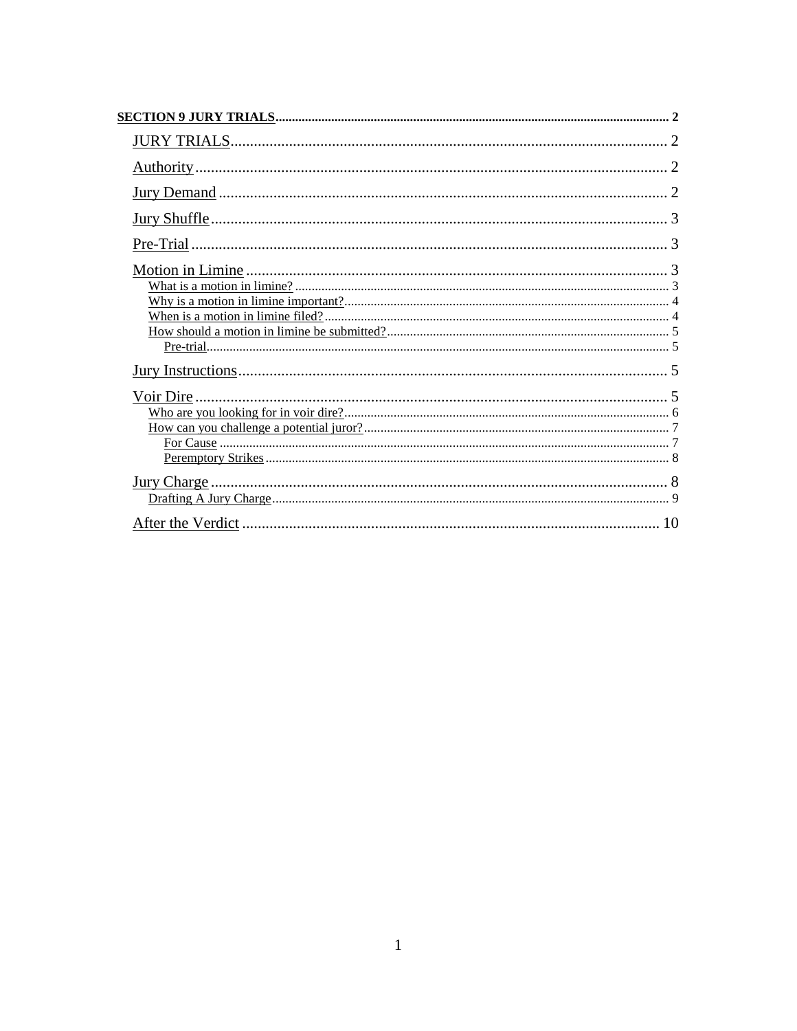**SECTION 9 JURY TRIALS** .......... 2

JURY TRIALS .......... 2

Authority .......... 2

Jury Demand .......... 2

Jury Shuffle .......... 3

Pre-Trial .......... 3

Motion in Limine .......... 3

- What is a motion in limine? .......... 3
- Why is a motion in limine important? .......... 4
- When is a motion in limine filed? .......... 4
- How should a motion in limine be submitted? .......... 5
  - Pre-trial .......... 5

Jury Instructions .......... 5

Voir Dire .......... 5

- Who are you looking for in voir dire? .......... 6
- How can you challenge a potential juror? .......... 7
  - For Cause .......... 7
  - Peremptory Strikes .......... 8

Jury Charge .......... 8

- Drafting A Jury Charge .......... 9

After the Verdict .......... 10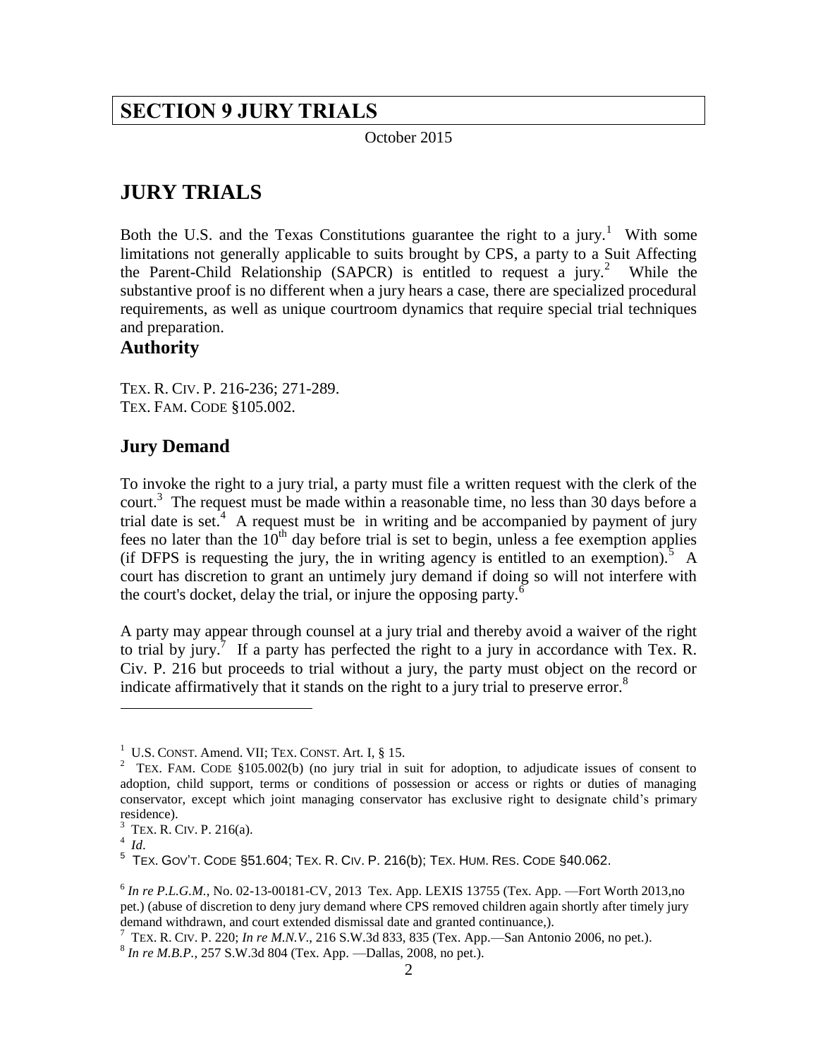# SECTION 9 JURY TRIALS

October 2015

## JURY TRIALS

Both the U.S. and the Texas Constitutions guarantee the right to a jury.[1] With some limitations not generally applicable to suits brought by CPS, a party to a Suit Affecting the Parent-Child Relationship (SAPCR) is entitled to request a jury.[2] While the substantive proof is no different when a jury hears a case, there are specialized procedural requirements, as well as unique courtroom dynamics that require special trial techniques and preparation.

### Authority

TEX. R. CIV. P. 216-236; 271-289.
TEX. FAM. CODE §105.002.

### Jury Demand

To invoke the right to a jury trial, a party must file a written request with the clerk of the court.[3] The request must be made within a reasonable time, no less than 30 days before a trial date is set.[4] A request must be in writing and be accompanied by payment of jury fees no later than the 10th day before trial is set to begin, unless a fee exemption applies (if DFPS is requesting the jury, the in writing agency is entitled to an exemption).[5] A court has discretion to grant an untimely jury demand if doing so will not interfere with the court's docket, delay the trial, or injure the opposing party.[6]

A party may appear through counsel at a jury trial and thereby avoid a waiver of the right to trial by jury.[7] If a party has perfected the right to a jury in accordance with Tex. R. Civ. P. 216 but proceeds to trial without a jury, the party must object on the record or indicate affirmatively that it stands on the right to a jury trial to preserve error.[8]

---

[1] U.S. CONST. Amend. VII; TEX. CONST. Art. I, § 15.

[2] TEX. FAM. CODE §105.002(b) (no jury trial in suit for adoption, to adjudicate issues of consent to adoption, child support, terms or conditions of possession or access or rights or duties of managing conservator, except which joint managing conservator has exclusive right to designate child's primary residence).

[3] TEX. R. CIV. P. 216(a).

[4] *Id*.

[5] TEX. GOV'T. CODE §51.604; TEX. R. CIV. P. 216(b); TEX. HUM. RES. CODE §40.062.

[6] *In re P.L.G.M.*, No. 02-13-00181-CV, 2013 Tex. App. LEXIS 13755 (Tex. App. —Fort Worth 2013,no pet.) (abuse of discretion to deny jury demand where CPS removed children again shortly after timely jury demand withdrawn, and court extended dismissal date and granted continuance,).

[7] TEX. R. CIV. P. 220; *In re M.N.V*., 216 S.W.3d 833, 835 (Tex. App.—San Antonio 2006, no pet.).

[8] *In re M.B.P.*, 257 S.W.3d 804 (Tex. App. —Dallas, 2008, no pet.).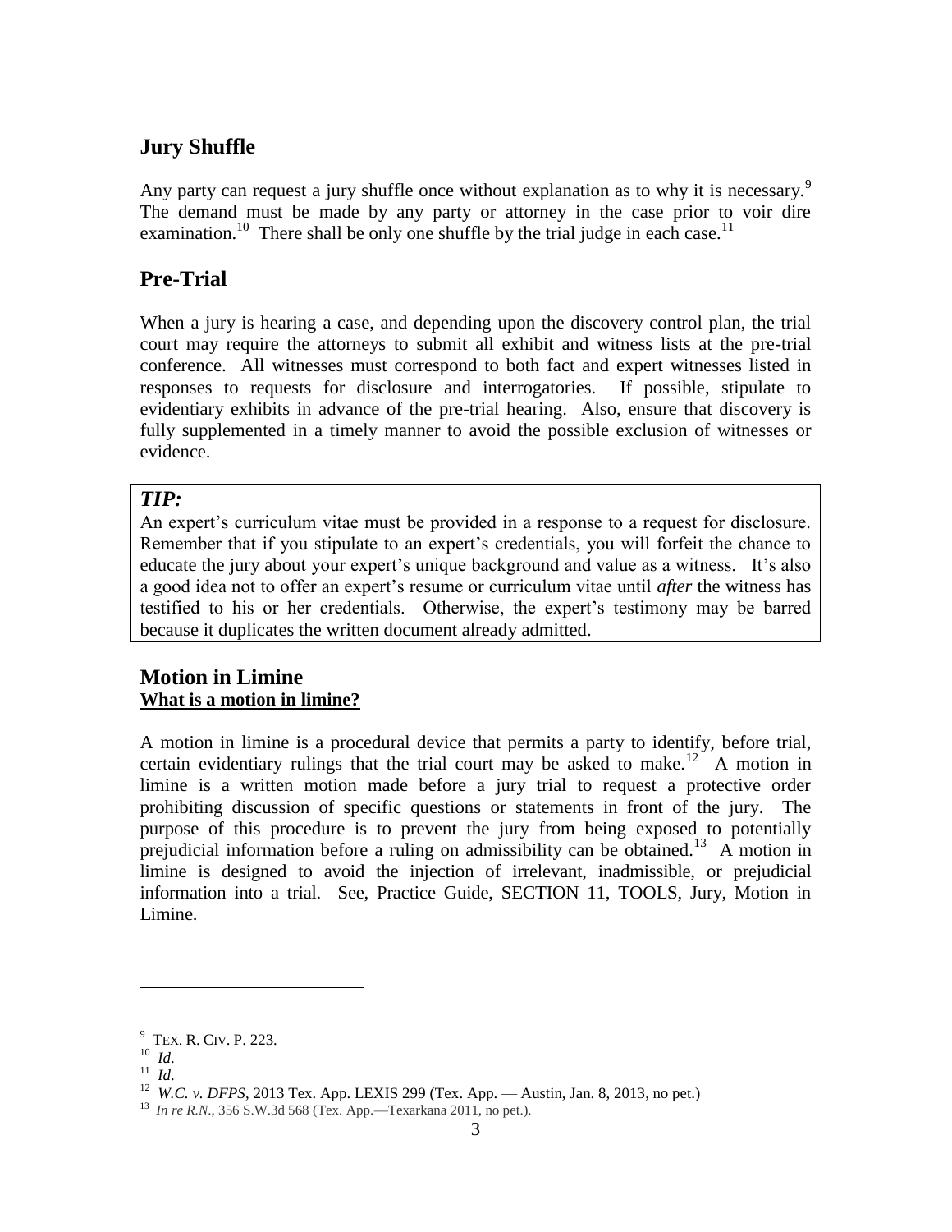## Jury Shuffle

Any party can request a jury shuffle once without explanation as to why it is necessary.[9] The demand must be made by any party or attorney in the case prior to voir dire examination.[10] There shall be only one shuffle by the trial judge in each case.[11]

## Pre-Trial

When a jury is hearing a case, and depending upon the discovery control plan, the trial court may require the attorneys to submit all exhibit and witness lists at the pre-trial conference. All witnesses must correspond to both fact and expert witnesses listed in responses to requests for disclosure and interrogatories. If possible, stipulate to evidentiary exhibits in advance of the pre-trial hearing. Also, ensure that discovery is fully supplemented in a timely manner to avoid the possible exclusion of witnesses or evidence.

> ***TIP:***
> An expert's curriculum vitae must be provided in a response to a request for disclosure. Remember that if you stipulate to an expert's credentials, you will forfeit the chance to educate the jury about your expert's unique background and value as a witness. It's also a good idea not to offer an expert's resume or curriculum vitae until *after* the witness has testified to his or her credentials. Otherwise, the expert's testimony may be barred because it duplicates the written document already admitted.

## Motion in Limine

**<u>What is a motion in limine?</u>**

A motion in limine is a procedural device that permits a party to identify, before trial, certain evidentiary rulings that the trial court may be asked to make.[12] A motion in limine is a written motion made before a jury trial to request a protective order prohibiting discussion of specific questions or statements in front of the jury. The purpose of this procedure is to prevent the jury from being exposed to potentially prejudicial information before a ruling on admissibility can be obtained.[13] A motion in limine is designed to avoid the injection of irrelevant, inadmissible, or prejudicial information into a trial. See, Practice Guide, SECTION 11, TOOLS, Jury, Motion in Limine.

---

[9] TEX. R. CIV. P. 223.

[10] *Id.*

[11] *Id.*

[12] *W.C. v. DFPS*, 2013 Tex. App. LEXIS 299 (Tex. App. — Austin, Jan. 8, 2013, no pet.)

[13] *In re R.N.*, 356 S.W.3d 568 (Tex. App.—Texarkana 2011, no pet.).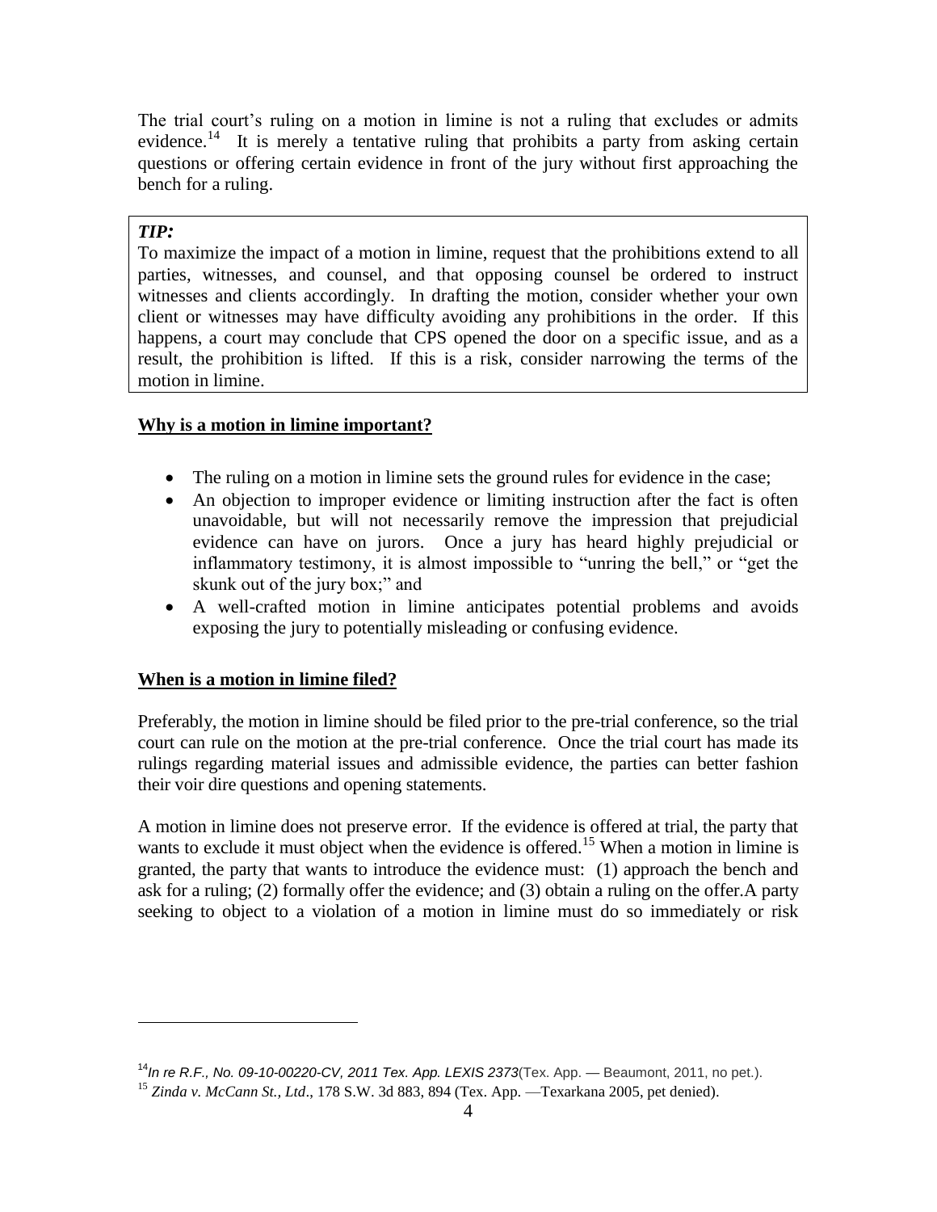The trial court's ruling on a motion in limine is not a ruling that excludes or admits evidence.[14] It is merely a tentative ruling that prohibits a party from asking certain questions or offering certain evidence in front of the jury without first approaching the bench for a ruling.

> ***TIP:***
> To maximize the impact of a motion in limine, request that the prohibitions extend to all parties, witnesses, and counsel, and that opposing counsel be ordered to instruct witnesses and clients accordingly. In drafting the motion, consider whether your own client or witnesses may have difficulty avoiding any prohibitions in the order. If this happens, a court may conclude that CPS opened the door on a specific issue, and as a result, the prohibition is lifted. If this is a risk, consider narrowing the terms of the motion in limine.

**Why is a motion in limine important?**

- The ruling on a motion in limine sets the ground rules for evidence in the case;
- An objection to improper evidence or limiting instruction after the fact is often unavoidable, but will not necessarily remove the impression that prejudicial evidence can have on jurors. Once a jury has heard highly prejudicial or inflammatory testimony, it is almost impossible to "unring the bell," or "get the skunk out of the jury box;" and
- A well-crafted motion in limine anticipates potential problems and avoids exposing the jury to potentially misleading or confusing evidence.

**When is a motion in limine filed?**

Preferably, the motion in limine should be filed prior to the pre-trial conference, so the trial court can rule on the motion at the pre-trial conference. Once the trial court has made its rulings regarding material issues and admissible evidence, the parties can better fashion their voir dire questions and opening statements.

A motion in limine does not preserve error. If the evidence is offered at trial, the party that wants to exclude it must object when the evidence is offered.[15] When a motion in limine is granted, the party that wants to introduce the evidence must: (1) approach the bench and ask for a ruling; (2) formally offer the evidence; and (3) obtain a ruling on the offer.A party seeking to object to a violation of a motion in limine must do so immediately or risk

---

[14] *In re R.F., No. 09-10-00220-CV, 2011 Tex. App. LEXIS 2373*(Tex. App. — Beaumont, 2011, no pet.).

[15] *Zinda v. McCann St., Ltd*., 178 S.W. 3d 883, 894 (Tex. App. —Texarkana 2005, pet denied).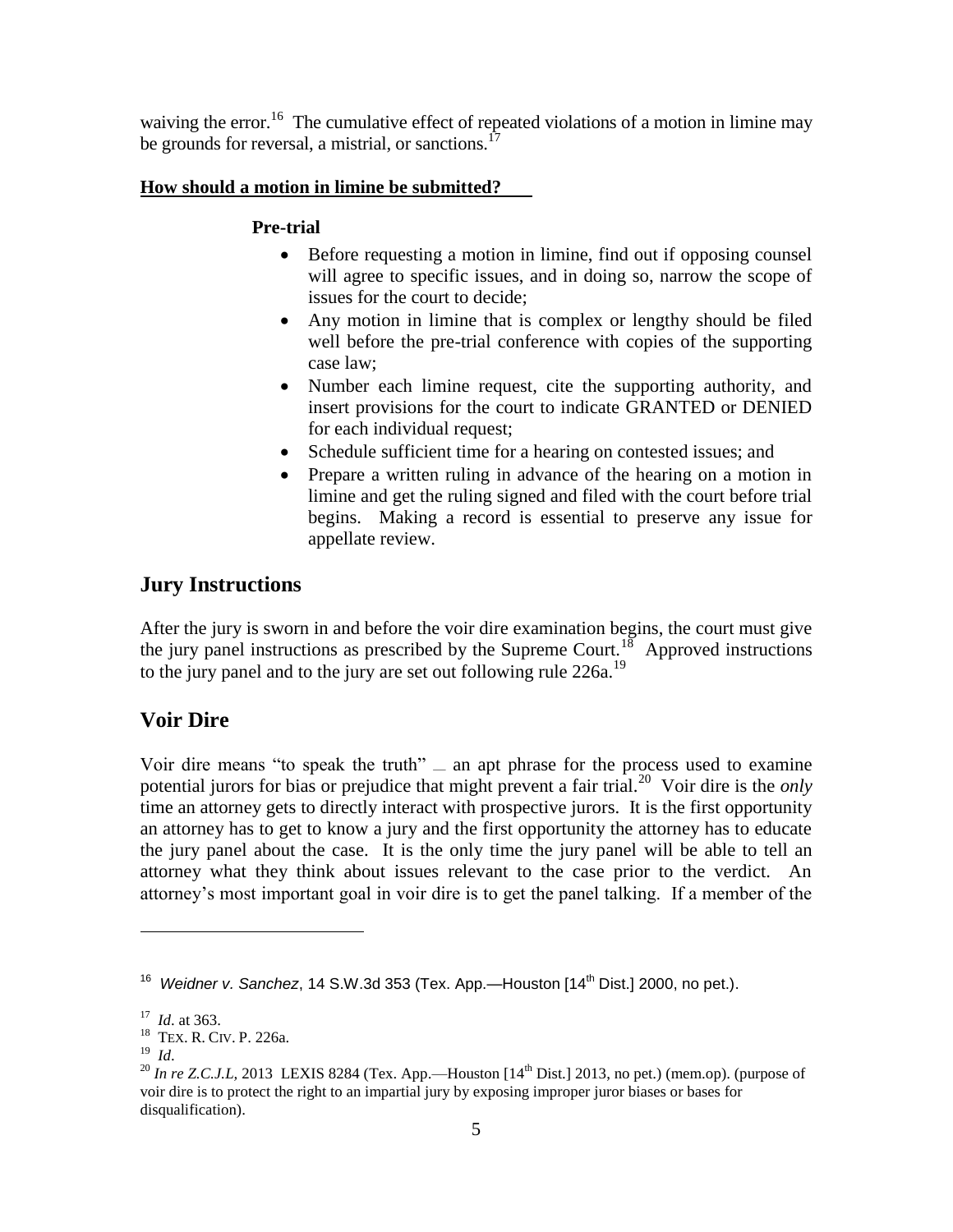waiving the error.[16] The cumulative effect of repeated violations of a motion in limine may be grounds for reversal, a mistrial, or sanctions.[17]

**How should a motion in limine be submitted?**

**Pre-trial**

- Before requesting a motion in limine, find out if opposing counsel will agree to specific issues, and in doing so, narrow the scope of issues for the court to decide;
- Any motion in limine that is complex or lengthy should be filed well before the pre-trial conference with copies of the supporting case law;
- Number each limine request, cite the supporting authority, and insert provisions for the court to indicate GRANTED or DENIED for each individual request;
- Schedule sufficient time for a hearing on contested issues; and
- Prepare a written ruling in advance of the hearing on a motion in limine and get the ruling signed and filed with the court before trial begins. Making a record is essential to preserve any issue for appellate review.

## Jury Instructions

After the jury is sworn in and before the voir dire examination begins, the court must give the jury panel instructions as prescribed by the Supreme Court.[18] Approved instructions to the jury panel and to the jury are set out following rule 226a.[19]

## Voir Dire

Voir dire means "to speak the truth" — an apt phrase for the process used to examine potential jurors for bias or prejudice that might prevent a fair trial.[20] Voir dire is the *only* time an attorney gets to directly interact with prospective jurors. It is the first opportunity an attorney has to get to know a jury and the first opportunity the attorney has to educate the jury panel about the case. It is the only time the jury panel will be able to tell an attorney what they think about issues relevant to the case prior to the verdict. An attorney's most important goal in voir dire is to get the panel talking. If a member of the

---

[16] *Weidner v. Sanchez*, 14 S.W.3d 353 (Tex. App.—Houston [14th Dist.] 2000, no pet.).

[17] *Id*. at 363.

[18] TEX. R. CIV. P. 226a.

[19] *Id*.

[20] *In re Z.C.J.L,* 2013 LEXIS 8284 (Tex. App.—Houston [14th Dist.] 2013, no pet.) (mem.op). (purpose of voir dire is to protect the right to an impartial jury by exposing improper juror biases or bases for disqualification).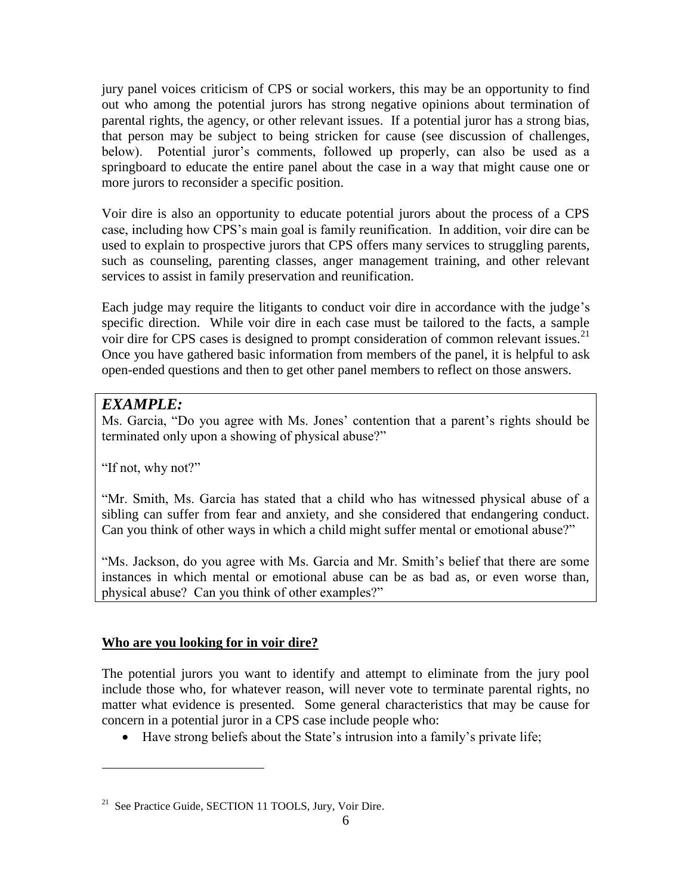jury panel voices criticism of CPS or social workers, this may be an opportunity to find out who among the potential jurors has strong negative opinions about termination of parental rights, the agency, or other relevant issues. If a potential juror has a strong bias, that person may be subject to being stricken for cause (see discussion of challenges, below). Potential juror's comments, followed up properly, can also be used as a springboard to educate the entire panel about the case in a way that might cause one or more jurors to reconsider a specific position.

Voir dire is also an opportunity to educate potential jurors about the process of a CPS case, including how CPS's main goal is family reunification. In addition, voir dire can be used to explain to prospective jurors that CPS offers many services to struggling parents, such as counseling, parenting classes, anger management training, and other relevant services to assist in family preservation and reunification.

Each judge may require the litigants to conduct voir dire in accordance with the judge's specific direction. While voir dire in each case must be tailored to the facts, a sample voir dire for CPS cases is designed to prompt consideration of common relevant issues.[21] Once you have gathered basic information from members of the panel, it is helpful to ask open-ended questions and then to get other panel members to reflect on those answers.

> ***EXAMPLE:***
> Ms. Garcia, "Do you agree with Ms. Jones' contention that a parent's rights should be terminated only upon a showing of physical abuse?"
>
> "If not, why not?"
>
> "Mr. Smith, Ms. Garcia has stated that a child who has witnessed physical abuse of a sibling can suffer from fear and anxiety, and she considered that endangering conduct. Can you think of other ways in which a child might suffer mental or emotional abuse?"
>
> "Ms. Jackson, do you agree with Ms. Garcia and Mr. Smith's belief that there are some instances in which mental or emotional abuse can be as bad as, or even worse than, physical abuse? Can you think of other examples?"

**<u>Who are you looking for in voir dire?</u>**

The potential jurors you want to identify and attempt to eliminate from the jury pool include those who, for whatever reason, will never vote to terminate parental rights, no matter what evidence is presented. Some general characteristics that may be cause for concern in a potential juror in a CPS case include people who:

- Have strong beliefs about the State's intrusion into a family's private life;

---

[21] See Practice Guide, SECTION 11 TOOLS, Jury, Voir Dire.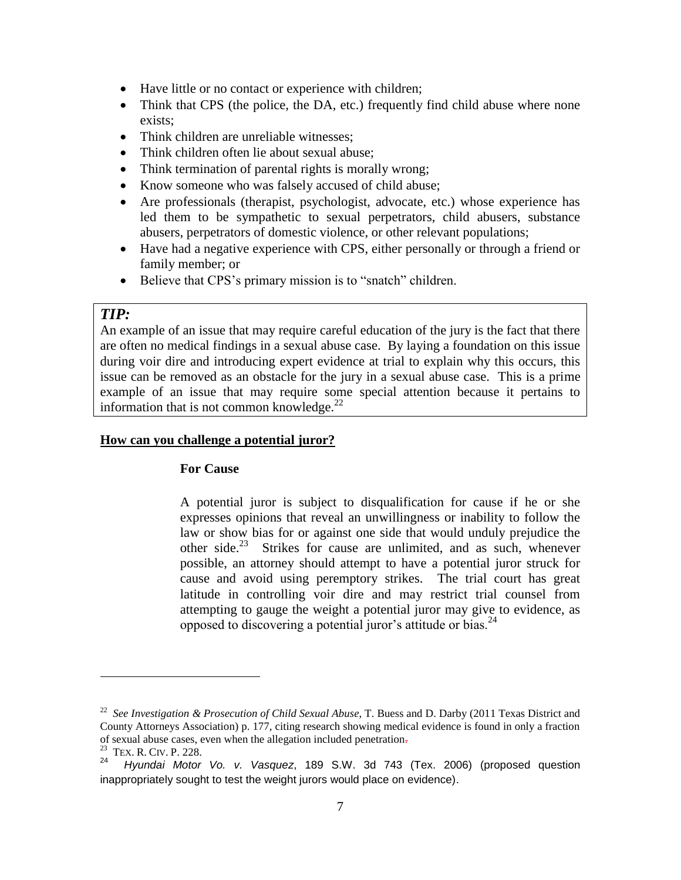- Have little or no contact or experience with children;
- Think that CPS (the police, the DA, etc.) frequently find child abuse where none exists;
- Think children are unreliable witnesses;
- Think children often lie about sexual abuse;
- Think termination of parental rights is morally wrong;
- Know someone who was falsely accused of child abuse;
- Are professionals (therapist, psychologist, advocate, etc.) whose experience has led them to be sympathetic to sexual perpetrators, child abusers, substance abusers, perpetrators of domestic violence, or other relevant populations;
- Have had a negative experience with CPS, either personally or through a friend or family member; or
- Believe that CPS's primary mission is to "snatch" children.

> ***TIP:***
> An example of an issue that may require careful education of the jury is the fact that there are often no medical findings in a sexual abuse case. By laying a foundation on this issue during voir dire and introducing expert evidence at trial to explain why this occurs, this issue can be removed as an obstacle for the jury in a sexual abuse case. This is a prime example of an issue that may require some special attention because it pertains to information that is not common knowledge.[22]

**How can you challenge a potential juror?**

**For Cause**

A potential juror is subject to disqualification for cause if he or she expresses opinions that reveal an unwillingness or inability to follow the law or show bias for or against one side that would unduly prejudice the other side.[23] Strikes for cause are unlimited, and as such, whenever possible, an attorney should attempt to have a potential juror struck for cause and avoid using peremptory strikes. The trial court has great latitude in controlling voir dire and may restrict trial counsel from attempting to gauge the weight a potential juror may give to evidence, as opposed to discovering a potential juror's attitude or bias.[24]

---

[22] *See Investigation & Prosecution of Child Sexual Abuse*, T. Buess and D. Darby (2011 Texas District and County Attorneys Association) p. 177, citing research showing medical evidence is found in only a fraction of sexual abuse cases, even when the allegation included penetration.

[23] TEX. R. CIV. P. 228.

[24] *Hyundai Motor Vo. v. Vasquez*, 189 S.W. 3d 743 (Tex. 2006) (proposed question inappropriately sought to test the weight jurors would place on evidence).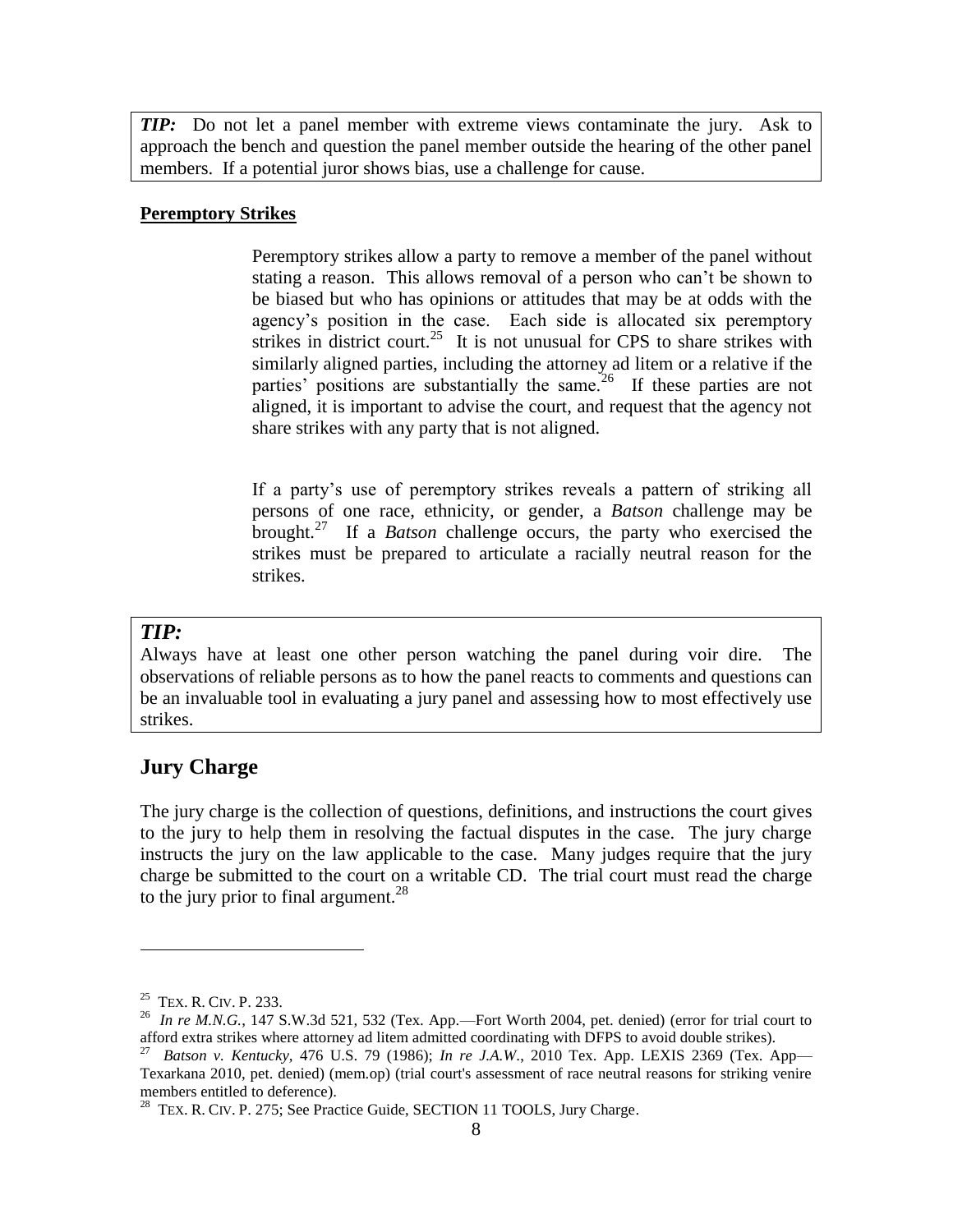***TIP:*** Do not let a panel member with extreme views contaminate the jury. Ask to approach the bench and question the panel member outside the hearing of the other panel members. If a potential juror shows bias, use a challenge for cause.

**Peremptory Strikes**

Peremptory strikes allow a party to remove a member of the panel without stating a reason. This allows removal of a person who can't be shown to be biased but who has opinions or attitudes that may be at odds with the agency's position in the case. Each side is allocated six peremptory strikes in district court.[25] It is not unusual for CPS to share strikes with similarly aligned parties, including the attorney ad litem or a relative if the parties' positions are substantially the same.[26] If these parties are not aligned, it is important to advise the court, and request that the agency not share strikes with any party that is not aligned.

If a party's use of peremptory strikes reveals a pattern of striking all persons of one race, ethnicity, or gender, a *Batson* challenge may be brought.[27] If a *Batson* challenge occurs, the party who exercised the strikes must be prepared to articulate a racially neutral reason for the strikes.

***TIP:***

Always have at least one other person watching the panel during voir dire. The observations of reliable persons as to how the panel reacts to comments and questions can be an invaluable tool in evaluating a jury panel and assessing how to most effectively use strikes.

## Jury Charge

The jury charge is the collection of questions, definitions, and instructions the court gives to the jury to help them in resolving the factual disputes in the case. The jury charge instructs the jury on the law applicable to the case. Many judges require that the jury charge be submitted to the court on a writable CD. The trial court must read the charge to the jury prior to final argument.[28]

---

[25] TEX. R. CIV. P. 233.

[26] *In re M.N.G.*, 147 S.W.3d 521, 532 (Tex. App.—Fort Worth 2004, pet. denied) (error for trial court to afford extra strikes where attorney ad litem admitted coordinating with DFPS to avoid double strikes).

[27] *Batson v. Kentucky*, 476 U.S. 79 (1986); *In re J.A.W*., 2010 Tex. App. LEXIS 2369 (Tex. App—Texarkana 2010, pet. denied) (mem.op) (trial court's assessment of race neutral reasons for striking venire members entitled to deference).

[28] TEX. R. CIV. P. 275; See Practice Guide, SECTION 11 TOOLS, Jury Charge.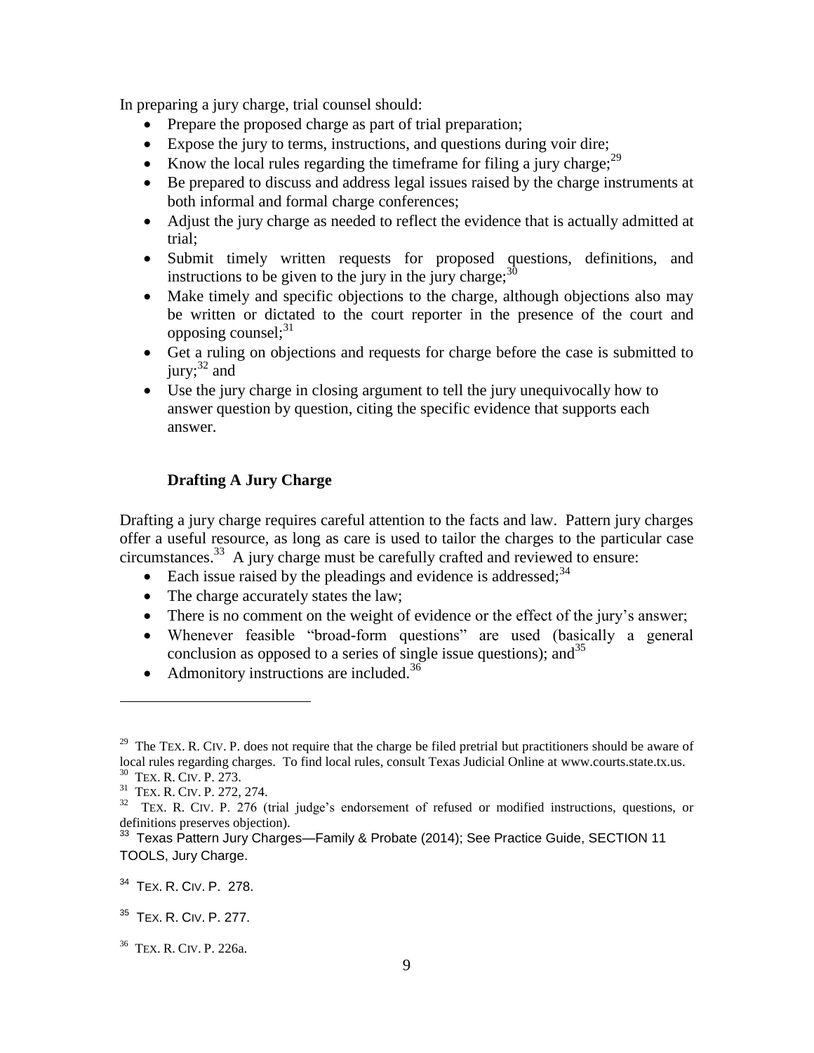In preparing a jury charge, trial counsel should:

- Prepare the proposed charge as part of trial preparation;
- Expose the jury to terms, instructions, and questions during voir dire;
- Know the local rules regarding the timeframe for filing a jury charge;[29]
- Be prepared to discuss and address legal issues raised by the charge instruments at both informal and formal charge conferences;
- Adjust the jury charge as needed to reflect the evidence that is actually admitted at trial;
- Submit timely written requests for proposed questions, definitions, and instructions to be given to the jury in the jury charge;[30]
- Make timely and specific objections to the charge, although objections also may be written or dictated to the court reporter in the presence of the court and opposing counsel;[31]
- Get a ruling on objections and requests for charge before the case is submitted to jury;[32] and
- Use the jury charge in closing argument to tell the jury unequivocally how to answer question by question, citing the specific evidence that supports each answer.

### Drafting A Jury Charge

Drafting a jury charge requires careful attention to the facts and law. Pattern jury charges offer a useful resource, as long as care is used to tailor the charges to the particular case circumstances.[33] A jury charge must be carefully crafted and reviewed to ensure:

- Each issue raised by the pleadings and evidence is addressed;[34]
- The charge accurately states the law;
- There is no comment on the weight of evidence or the effect of the jury's answer;
- Whenever feasible "broad-form questions" are used (basically a general conclusion as opposed to a series of single issue questions); and[35]
- Admonitory instructions are included.[36]

---

[29] The TEX. R. CIV. P. does not require that the charge be filed pretrial but practitioners should be aware of local rules regarding charges. To find local rules, consult Texas Judicial Online at www.courts.state.tx.us.

[30] TEX. R. CIV. P. 273.

[31] TEX. R. CIV. P. 272, 274.

[32] TEX. R. CIV. P. 276 (trial judge's endorsement of refused or modified instructions, questions, or definitions preserves objection).

[33] Texas Pattern Jury Charges—Family & Probate (2014); See Practice Guide, SECTION 11 TOOLS, Jury Charge.

[34] TEX. R. CIV. P. 278.

[35] TEX. R. CIV. P. 277.

[36] TEX. R. CIV. P. 226a.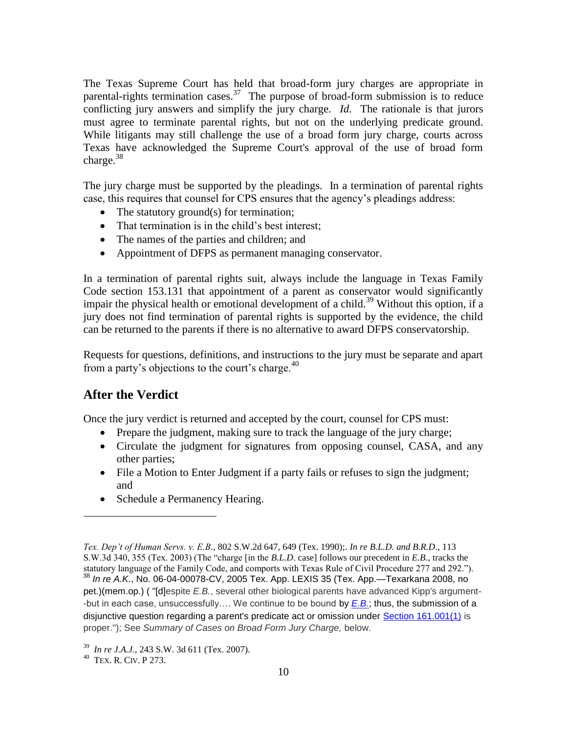The Texas Supreme Court has held that broad-form jury charges are appropriate in parental-rights termination cases.[37] The purpose of broad-form submission is to reduce conflicting jury answers and simplify the jury charge. *Id.* The rationale is that jurors must agree to terminate parental rights, but not on the underlying predicate ground. While litigants may still challenge the use of a broad form jury charge, courts across Texas have acknowledged the Supreme Court's approval of the use of broad form charge.[38]

The jury charge must be supported by the pleadings. In a termination of parental rights case, this requires that counsel for CPS ensures that the agency's pleadings address:

- The statutory ground(s) for termination;
- That termination is in the child's best interest;
- The names of the parties and children; and
- Appointment of DFPS as permanent managing conservator.

In a termination of parental rights suit, always include the language in Texas Family Code section 153.131 that appointment of a parent as conservator would significantly impair the physical health or emotional development of a child.[39] Without this option, if a jury does not find termination of parental rights is supported by the evidence, the child can be returned to the parents if there is no alternative to award DFPS conservatorship.

Requests for questions, definitions, and instructions to the jury must be separate and apart from a party's objections to the court's charge.[40]

## After the Verdict

Once the jury verdict is returned and accepted by the court, counsel for CPS must:

- Prepare the judgment, making sure to track the language of the jury charge;
- Circulate the judgment for signatures from opposing counsel, CASA, and any other parties;
- File a Motion to Enter Judgment if a party fails or refuses to sign the judgment; and
- Schedule a Permanency Hearing.

---

*Tex. Dep't of Human Servs. v. E.B*., 802 S.W.2d 647, 649 (Tex. 1990);. *In re B.L.D. and B.R.D*., 113 S.W.3d 340, 355 (Tex. 2003) (The "charge [in the *B.L.D*. case] follows our precedent in *E.B*., tracks the statutory language of the Family Code, and comports with Texas Rule of Civil Procedure 277 and 292.").

[38] *In re A.K*., No. 06-04-00078-CV, 2005 Tex. App. LEXIS 35 (Tex. App.—Texarkana 2008, no pet.)(mem.op.) ( "[d]espite *E.B.*, several other biological parents have advanced Kipp's argument--but in each case, unsuccessfully…. We continue to be bound by *E.B.*; thus, the submission of a disjunctive question regarding a parent's predicate act or omission under Section 161.001(1) is proper."); See *Summary of Cases on Broad Form Jury Charge,* below.

[39] *In re J.A.J.*, 243 S.W. 3d 611 (Tex. 2007).

[40] TEX. R. CIV. P 273.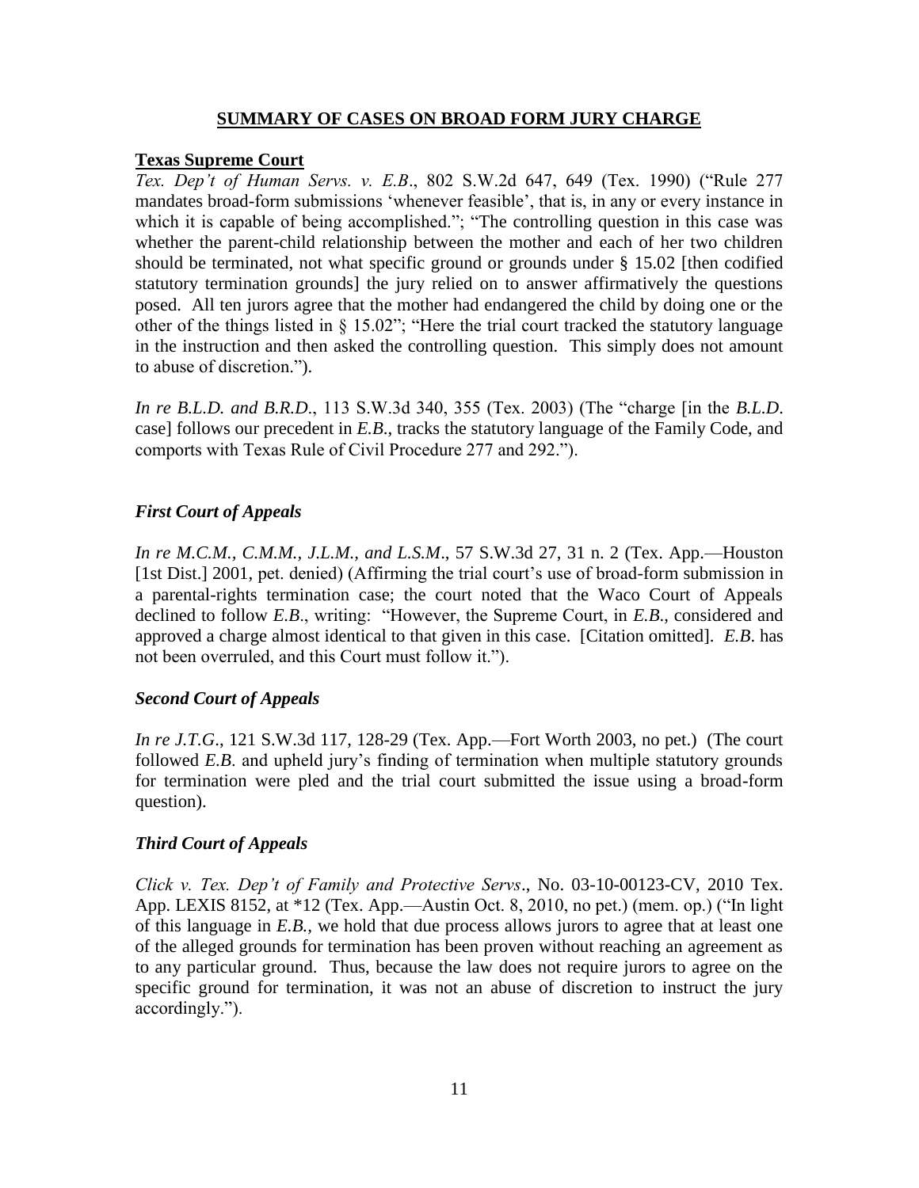## SUMMARY OF CASES ON BROAD FORM JURY CHARGE

**Texas Supreme Court**

*Tex. Dep't of Human Servs. v. E.B*., 802 S.W.2d 647, 649 (Tex. 1990) ("Rule 277 mandates broad-form submissions 'whenever feasible', that is, in any or every instance in which it is capable of being accomplished."; "The controlling question in this case was whether the parent-child relationship between the mother and each of her two children should be terminated, not what specific ground or grounds under § 15.02 [then codified statutory termination grounds] the jury relied on to answer affirmatively the questions posed. All ten jurors agree that the mother had endangered the child by doing one or the other of the things listed in § 15.02"; "Here the trial court tracked the statutory language in the instruction and then asked the controlling question. This simply does not amount to abuse of discretion.").

*In re B.L.D. and B.R.D*., 113 S.W.3d 340, 355 (Tex. 2003) (The "charge [in the *B.L.D*. case] follows our precedent in *E.B*., tracks the statutory language of the Family Code, and comports with Texas Rule of Civil Procedure 277 and 292.").

### *First Court of Appeals*

*In re M.C.M., C.M.M., J.L.M., and L.S.M*., 57 S.W.3d 27, 31 n. 2 (Tex. App.—Houston [1st Dist.] 2001, pet. denied) (Affirming the trial court's use of broad-form submission in a parental-rights termination case; the court noted that the Waco Court of Appeals declined to follow *E.B*., writing: "However, the Supreme Court, in *E.B.*, considered and approved a charge almost identical to that given in this case. [Citation omitted]. *E.B*. has not been overruled, and this Court must follow it.").

### *Second Court of Appeals*

*In re J.T.G*., 121 S.W.3d 117, 128-29 (Tex. App.—Fort Worth 2003, no pet.) (The court followed *E.B*. and upheld jury's finding of termination when multiple statutory grounds for termination were pled and the trial court submitted the issue using a broad-form question).

### *Third Court of Appeals*

*Click v. Tex. Dep't of Family and Protective Servs*., No. 03-10-00123-CV, 2010 Tex. App. LEXIS 8152, at *12 (Tex. App.—Austin Oct. 8, 2010, no pet.) (mem. op.) ("In light of this language in *E.B.*, we hold that due process allows jurors to agree that at least one of the alleged grounds for termination has been proven without reaching an agreement as to any particular ground. Thus, because the law does not require jurors to agree on the specific ground for termination, it was not an abuse of discretion to instruct the jury accordingly.").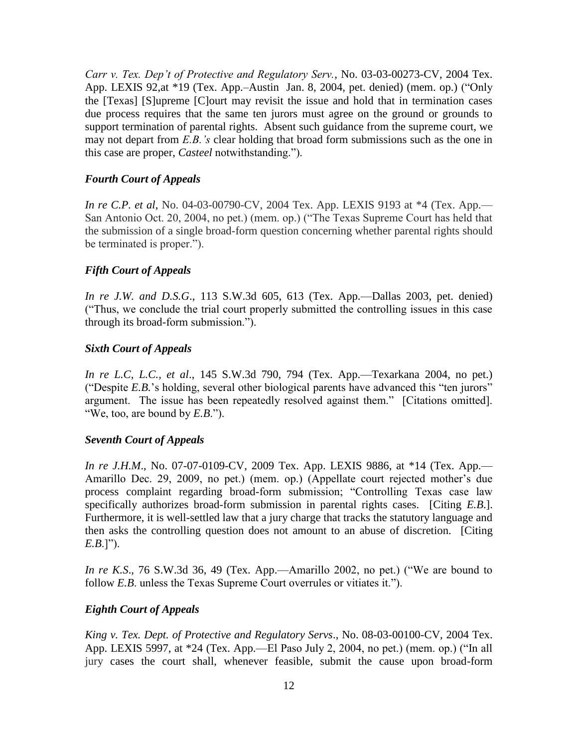*Carr v. Tex. Dep't of Protective and Regulatory Serv.*, No. 03-03-00273-CV, 2004 Tex. App. LEXIS 92,at *19 (Tex. App.–Austin Jan. 8, 2004, pet. denied) (mem. op.) ("Only the [Texas] [S]upreme [C]ourt may revisit the issue and hold that in termination cases due process requires that the same ten jurors must agree on the ground or grounds to support termination of parental rights. Absent such guidance from the supreme court, we may not depart from *E.B.'s* clear holding that broad form submissions such as the one in this case are proper, *Casteel* notwithstanding.").

### *Fourth Court of Appeals*

*In re C.P. et al*, No. 04-03-00790-CV, 2004 Tex. App. LEXIS 9193 at *4 (Tex. App.—San Antonio Oct. 20, 2004, no pet.) (mem. op.) ("The Texas Supreme Court has held that the submission of a single broad-form question concerning whether parental rights should be terminated is proper.").

### *Fifth Court of Appeals*

*In re J.W. and D.S.G*., 113 S.W.3d 605, 613 (Tex. App.—Dallas 2003, pet. denied) ("Thus, we conclude the trial court properly submitted the controlling issues in this case through its broad-form submission.").

### *Sixth Court of Appeals*

*In re L.C, L.C., et al*., 145 S.W.3d 790, 794 (Tex. App.—Texarkana 2004, no pet.) ("Despite *E.B.*'s holding, several other biological parents have advanced this "ten jurors" argument. The issue has been repeatedly resolved against them." [Citations omitted]. "We, too, are bound by *E.B.*").

### *Seventh Court of Appeals*

*In re J.H.M*., No. 07-07-0109-CV, 2009 Tex. App. LEXIS 9886, at *14 (Tex. App.—Amarillo Dec. 29, 2009, no pet.) (mem. op.) (Appellate court rejected mother's due process complaint regarding broad-form submission; "Controlling Texas case law specifically authorizes broad-form submission in parental rights cases. [Citing *E.B.*]. Furthermore, it is well-settled law that a jury charge that tracks the statutory language and then asks the controlling question does not amount to an abuse of discretion. [Citing *E.B.*]").

*In re K.S*., 76 S.W.3d 36, 49 (Tex. App.—Amarillo 2002, no pet.) ("We are bound to follow *E.B.* unless the Texas Supreme Court overrules or vitiates it.").

### *Eighth Court of Appeals*

*King v. Tex. Dept. of Protective and Regulatory Servs*., No. 08-03-00100-CV, 2004 Tex. App. LEXIS 5997, at *24 (Tex. App.—El Paso July 2, 2004, no pet.) (mem. op.) ("In all jury cases the court shall, whenever feasible, submit the cause upon broad-form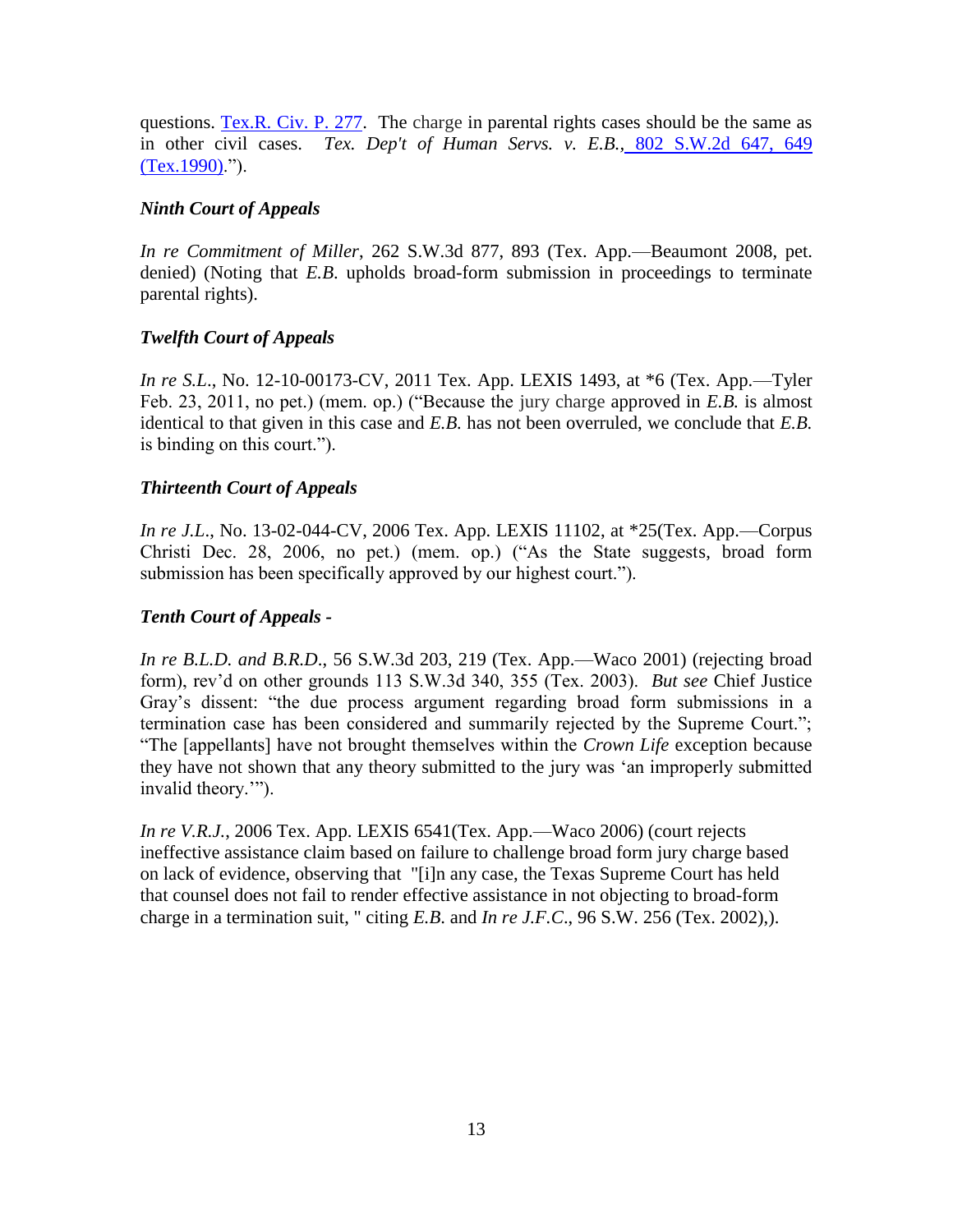questions. Tex.R. Civ. P. 277. The charge in parental rights cases should be the same as in other civil cases. *Tex. Dep't of Human Servs. v. E.B.*, 802 S.W.2d 647, 649 (Tex.1990).").

***Ninth Court of Appeals***

*In re Commitment of Miller*, 262 S.W.3d 877, 893 (Tex. App.—Beaumont 2008, pet. denied) (Noting that *E.B.* upholds broad-form submission in proceedings to terminate parental rights).

***Twelfth Court of Appeals***

*In re S.L*., No. 12-10-00173-CV, 2011 Tex. App. LEXIS 1493, at *6 (Tex. App.—Tyler Feb. 23, 2011, no pet.) (mem. op.) ("Because the jury charge approved in *E.B.* is almost identical to that given in this case and *E.B.* has not been overruled, we conclude that *E.B.* is binding on this court.").

***Thirteenth Court of Appeals***

*In re J.L*., No. 13-02-044-CV, 2006 Tex. App. LEXIS 11102, at *25(Tex. App.—Corpus Christi Dec. 28, 2006, no pet.) (mem. op.) ("As the State suggests, broad form submission has been specifically approved by our highest court.").

***Tenth Court of Appeals -***

*In re B.L.D. and B.R.D*., 56 S.W.3d 203, 219 (Tex. App.—Waco 2001) (rejecting broad form), rev'd on other grounds 113 S.W.3d 340, 355 (Tex. 2003). *But see* Chief Justice Gray's dissent: "the due process argument regarding broad form submissions in a termination case has been considered and summarily rejected by the Supreme Court."; "The [appellants] have not brought themselves within the *Crown Life* exception because they have not shown that any theory submitted to the jury was 'an improperly submitted invalid theory.'").

*In re V.R.J.*, 2006 Tex. App. LEXIS 6541(Tex. App.—Waco 2006) (court rejects ineffective assistance claim based on failure to challenge broad form jury charge based on lack of evidence, observing that "[i]n any case, the Texas Supreme Court has held that counsel does not fail to render effective assistance in not objecting to broad-form charge in a termination suit, " citing *E.B.* and *In re J.F.C*., 96 S.W. 256 (Tex. 2002),).